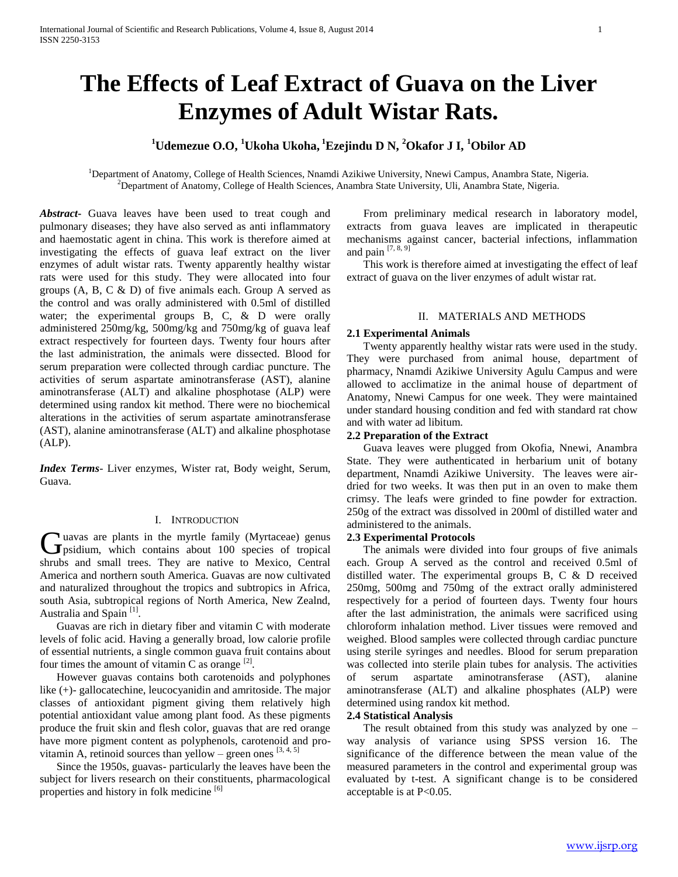# The Effects of Leaf Extract of Guava on the Liver Enzymes of Adult Wistar Rats.

**[1]Udemezue O.O, [1]Ukoha Ukoha, [1]Ezejindu D N, [2]Okafor J I, [1]Obilor AD**

[1]Department of Anatomy, College of Health Sciences, Nnamdi Azikiwe University, Nnewi Campus, Anambra State, Nigeria.
[2]Department of Anatomy, College of Health Sciences, Anambra State University, Uli, Anambra State, Nigeria.

***Abstract-*** Guava leaves have been used to treat cough and pulmonary diseases; they have also served as anti inflammatory and haemostatic agent in china. This work is therefore aimed at investigating the effects of guava leaf extract on the liver enzymes of adult wistar rats. Twenty apparently healthy wistar rats were used for this study. They were allocated into four groups (A, B, C & D) of five animals each. Group A served as the control and was orally administered with 0.5ml of distilled water; the experimental groups B, C, & D were orally administered 250mg/kg, 500mg/kg and 750mg/kg of guava leaf extract respectively for fourteen days. Twenty four hours after the last administration, the animals were dissected. Blood for serum preparation were collected through cardiac puncture. The activities of serum aspartate aminotransferase (AST), alanine aminotransferase (ALT) and alkaline phosphotase (ALP) were determined using randox kit method. There were no biochemical alterations in the activities of serum aspartate aminotransferase (AST), alanine aminotransferase (ALT) and alkaline phosphotase (ALP).

***Index Terms*** - Liver enzymes, Wister rat, Body weight, Serum, Guava.

## I. Introduction

Guavas are plants in the myrtle family (Myrtaceae) genus psidium, which contains about 100 species of tropical shrubs and small trees. They are native to Mexico, Central America and northern south America. Guavas are now cultivated and naturalized throughout the tropics and subtropics in Africa, south Asia, subtropical regions of North America, New Zealnd, Australia and Spain [1].

Guavas are rich in dietary fiber and vitamin C with moderate levels of folic acid. Having a generally broad, low calorie profile of essential nutrients, a single common guava fruit contains about four times the amount of vitamin C as orange [2].

However guavas contains both carotenoids and polyphones like (+)- gallocatechine, leucocyanidin and amritoside. The major classes of antioxidant pigment giving them relatively high potential antioxidant value among plant food. As these pigments produce the fruit skin and flesh color, guavas that are red orange have more pigment content as polyphenols, carotenoid and pro-vitamin A, retinoid sources than yellow – green ones [3, 4, 5]

Since the 1950s, guavas- particularly the leaves have been the subject for livers research on their constituents, pharmacological properties and history in folk medicine [6]

From preliminary medical research in laboratory model, extracts from guava leaves are implicated in therapeutic mechanisms against cancer, bacterial infections, inflammation and pain [7, 8, 9]

This work is therefore aimed at investigating the effect of leaf extract of guava on the liver enzymes of adult wistar rat.

## II. Materials and Methods

### 2.1 Experimental Animals

Twenty apparently healthy wistar rats were used in the study. They were purchased from animal house, department of pharmacy, Nnamdi Azikiwe University Agulu Campus and were allowed to acclimatize in the animal house of department of Anatomy, Nnewi Campus for one week. They were maintained under standard housing condition and fed with standard rat chow and with water ad libitum.

### 2.2 Preparation of the Extract

Guava leaves were plugged from Okofia, Nnewi, Anambra State. They were authenticated in herbarium unit of botany department, Nnamdi Azikiwe University. The leaves were air-dried for two weeks. It was then put in an oven to make them crimsy. The leafs were grinded to fine powder for extraction. 250g of the extract was dissolved in 200ml of distilled water and administered to the animals.

### 2.3 Experimental Protocols

The animals were divided into four groups of five animals each. Group A served as the control and received 0.5ml of distilled water. The experimental groups B, C & D received 250mg, 500mg and 750mg of the extract orally administered respectively for a period of fourteen days. Twenty four hours after the last administration, the animals were sacrificed using chloroform inhalation method. Liver tissues were removed and weighed. Blood samples were collected through cardiac puncture using sterile syringes and needles. Blood for serum preparation was collected into sterile plain tubes for analysis. The activities of serum aspartate aminotransferase (AST), alanine aminotransferase (ALT) and alkaline phosphates (ALP) were determined using randox kit method.

### 2.4 Statistical Analysis

The result obtained from this study was analyzed by one – way analysis of variance using SPSS version 16. The significance of the difference between the mean value of the measured parameters in the control and experimental group was evaluated by t-test. A significant change is to be considered acceptable is at $P<0.05$.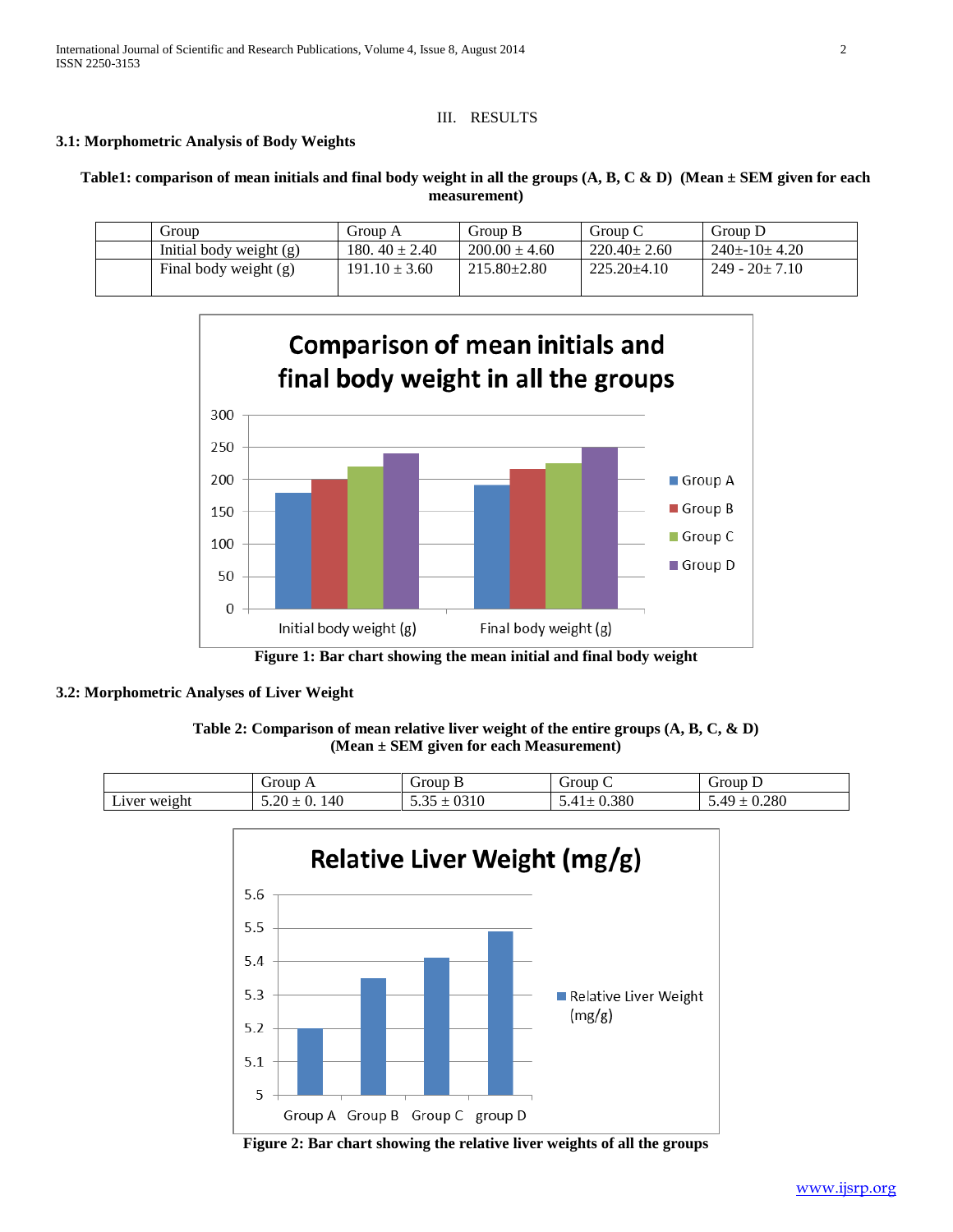## III. RESULTS

### 3.1: Morphometric Analysis of Body Weights

**Table1: comparison of mean initials and final body weight in all the groups (A, B, C & D) (Mean ± SEM given for each measurement)**

| | Group | Group A | Group B | Group C | Group D |
|---|---|---|---|---|---|
| | Initial body weight (g) | 180. 40 ± 2.40 | 200.00 ± 4.60 | 220.40± 2.60 | 240±-10± 4.20 |
| | Final body weight (g) | 191.10 ± 3.60 | 215.80±2.80 | 225.20±4.10 | 249 - 20± 7.10 |

**Figure 1: Bar chart showing the mean initial and final body weight**

### 3.2: Morphometric Analyses of Liver Weight

**Table 2: Comparison of mean relative liver weight of the entire groups (A, B, C, & D) (Mean ± SEM given for each Measurement)**

| | Group A | Group B | Group C | Group D |
|---|---|---|---|---|
| Liver weight | 5.20 ± 0. 140 | 5.35 ± 0310 | 5.41± 0.380 | 5.49 ± 0.280 |

**Figure 2: Bar chart showing the relative liver weights of all the groups**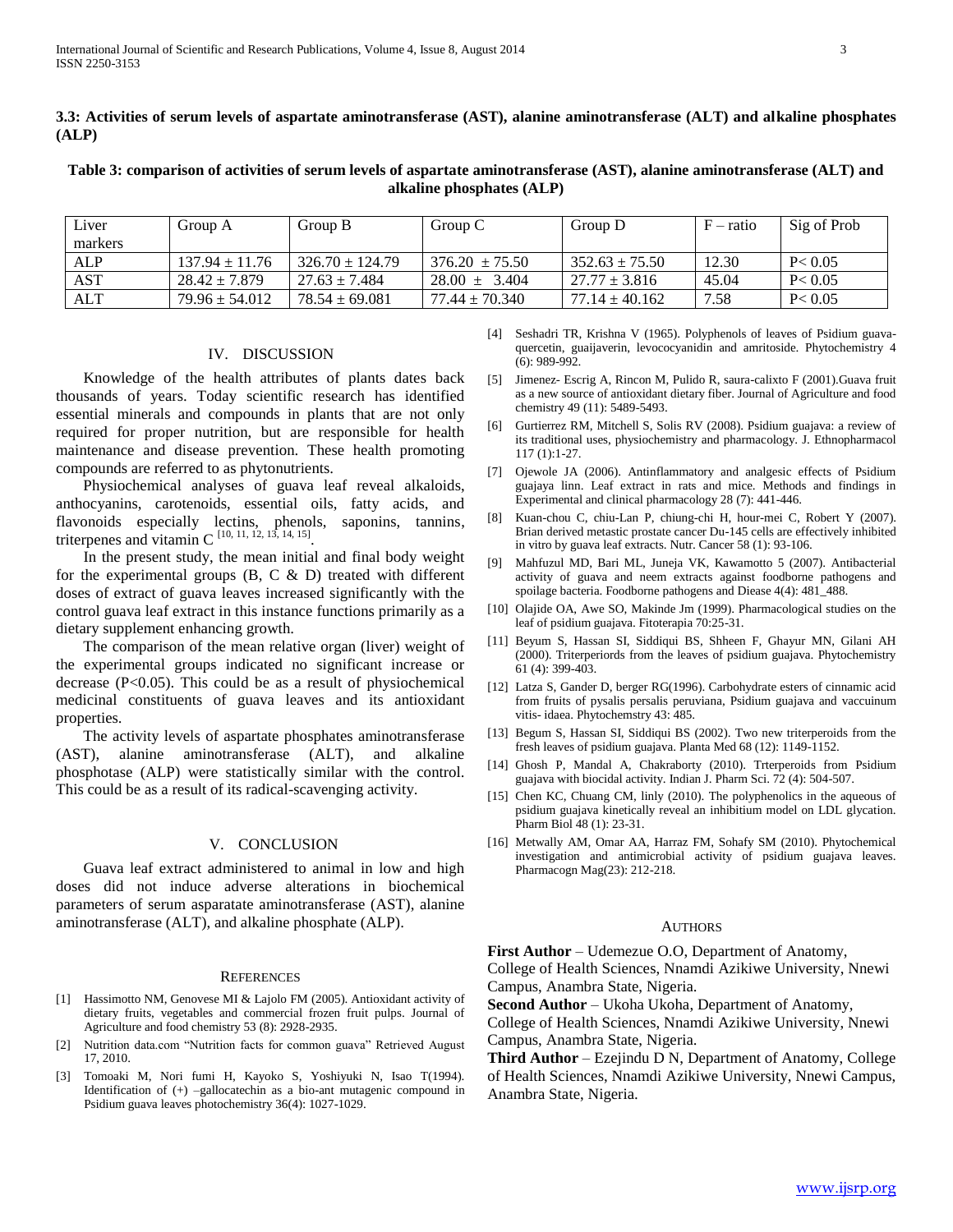### 3.3: Activities of serum levels of aspartate aminotransferase (AST), alanine aminotransferase (ALT) and alkaline phosphates (ALP)

**Table 3: comparison of activities of serum levels of aspartate aminotransferase (AST), alanine aminotransferase (ALT) and alkaline phosphates (ALP)**

| Liver markers | Group A | Group B | Group C | Group D | F – ratio | Sig of Prob |
|---|---|---|---|---|---|---|
| ALP | 137.94 ± 11.76 | 326.70 ± 124.79 | 376.20 ± 75.50 | 352.63 ± 75.50 | 12.30 | P< 0.05 |
| AST | 28.42 ± 7.879 | 27.63 ± 7.484 | 28.00 ± 3.404 | 27.77 ± 3.816 | 45.04 | P< 0.05 |
| ALT | 79.96 ± 54.012 | 78.54 ± 69.081 | 77.44 ± 70.340 | 77.14 ± 40.162 | 7.58 | P< 0.05 |

## IV. DISCUSSION

Knowledge of the health attributes of plants dates back thousands of years. Today scientific research has identified essential minerals and compounds in plants that are not only required for proper nutrition, but are responsible for health maintenance and disease prevention. These health promoting compounds are referred to as phytonutrients.

Physiochemical analyses of guava leaf reveal alkaloids, anthocyanins, carotenoids, essential oils, fatty acids, and flavonoids especially lectins, phenols, saponins, tannins, triterpenes and vitamin C [10, 11, 12, 13, 14, 15].

In the present study, the mean initial and final body weight for the experimental groups (B, C & D) treated with different doses of extract of guava leaves increased significantly with the control guava leaf extract in this instance functions primarily as a dietary supplement enhancing growth.

The comparison of the mean relative organ (liver) weight of the experimental groups indicated no significant increase or decrease (P<0.05). This could be as a result of physiochemical medicinal constituents of guava leaves and its antioxidant properties.

The activity levels of aspartate phosphates aminotransferase (AST), alanine aminotransferase (ALT), and alkaline phosphotase (ALP) were statistically similar with the control. This could be as a result of its radical-scavenging activity.

## V. CONCLUSION

Guava leaf extract administered to animal in low and high doses did not induce adverse alterations in biochemical parameters of serum asparatate aminotransferase (AST), alanine aminotransferase (ALT), and alkaline phosphate (ALP).

## REFERENCES

[1] Hassimotto NM, Genovese MI & Lajolo FM (2005). Antioxidant activity of dietary fruits, vegetables and commercial frozen fruit pulps. Journal of Agriculture and food chemistry 53 (8): 2928-2935.

[2] Nutrition data.com "Nutrition facts for common guava" Retrieved August 17, 2010.

[3] Tomoaki M, Nori fumi H, Kayoko S, Yoshiyuki N, Isao T(1994). Identification of (+) –gallocatechin as a bio-ant mutagenic compound in Psidium guava leaves photochemistry 36(4): 1027-1029.

[4] Seshadri TR, Krishna V (1965). Polyphenols of leaves of Psidium guava-quercetin, guaijaverin, levococyanidin and amritoside. Phytochemistry 4 (6): 989-992.

[5] Jimenez- Escrig A, Rincon M, Pulido R, saura-calixto F (2001).Guava fruit as a new source of antioxidant dietary fiber. Journal of Agriculture and food chemistry 49 (11): 5489-5493.

[6] Gurtierrez RM, Mitchell S, Solis RV (2008). Psidium guajava: a review of its traditional uses, physiochemistry and pharmacology. J. Ethnopharmacol 117 (1):1-27.

[7] Ojewole JA (2006). Antinflammatory and analgesic effects of Psidium guajaya linn. Leaf extract in rats and mice. Methods and findings in Experimental and clinical pharmacology 28 (7): 441-446.

[8] Kuan-chou C, chiu-Lan P, chiung-chi H, hour-mei C, Robert Y (2007). Brian derived metastic prostate cancer Du-145 cells are effectively inhibited in vitro by guava leaf extracts. Nutr. Cancer 58 (1): 93-106.

[9] Mahfuzul MD, Bari ML, Juneja VK, Kawamotto 5 (2007). Antibacterial activity of guava and neem extracts against foodborne pathogens and spoilage bacteria. Foodborne pathogens and Diease 4(4): 481_488.

[10] Olajide OA, Awe SO, Makinde Jm (1999). Pharmacological studies on the leaf of psidium guajava. Fitoterapia 70:25-31.

[11] Beyum S, Hassan SI, Siddiqui BS, Shheen F, Ghayur MN, Gilani AH (2000). Triterperiords from the leaves of psidium guajava. Phytochemistry 61 (4): 399-403.

[12] Latza S, Gander D, berger RG(1996). Carbohydrate esters of cinnamic acid from fruits of pysalis persalis peruviana, Psidium guajava and vaccuinum vitis- idaea. Phytochemstry 43: 485.

[13] Begum S, Hassan SI, Siddiqui BS (2002). Two new triterperoids from the fresh leaves of psidium guajava. Planta Med 68 (12): 1149-1152.

[14] Ghosh P, Mandal A, Chakraborty (2010). Trterperoids from Psidium guajava with biocidal activity. Indian J. Pharm Sci. 72 (4): 504-507.

[15] Chen KC, Chuang CM, linly (2010). The polyphenolics in the aqueous of psidium guajava kinetically reveal an inhibitium model on LDL glycation. Pharm Biol 48 (1): 23-31.

[16] Metwally AM, Omar AA, Harraz FM, Sohafy SM (2010). Phytochemical investigation and antimicrobial activity of psidium guajava leaves. Pharmacogn Mag(23): 212-218.

## AUTHORS

**First Author** – Udemezue O.O, Department of Anatomy, College of Health Sciences, Nnamdi Azikiwe University, Nnewi Campus, Anambra State, Nigeria.

**Second Author** – Ukoha Ukoha, Department of Anatomy, College of Health Sciences, Nnamdi Azikiwe University, Nnewi Campus, Anambra State, Nigeria.

**Third Author** – Ezejindu D N, Department of Anatomy, College of Health Sciences, Nnamdi Azikiwe University, Nnewi Campus, Anambra State, Nigeria.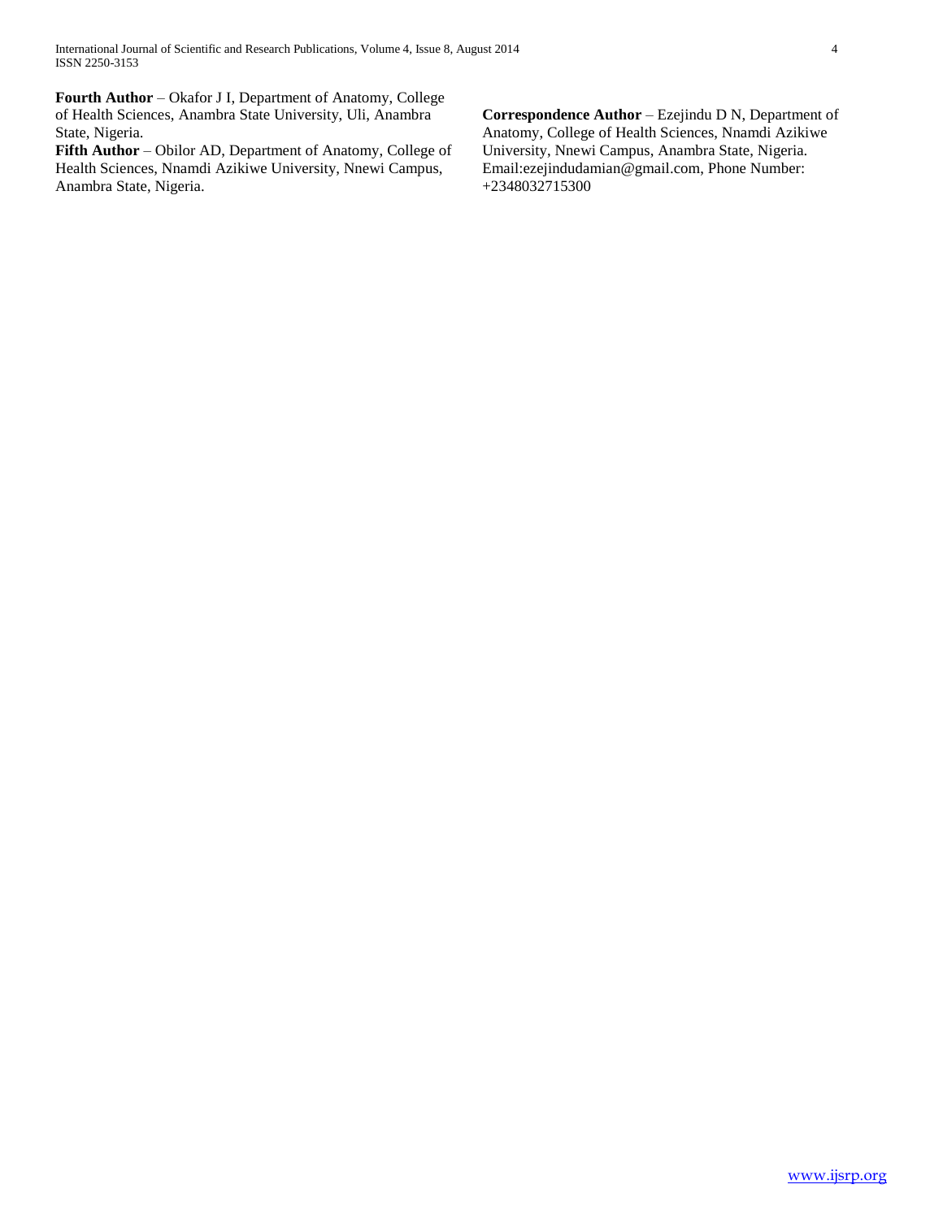**Fourth Author** – Okafor J I, Department of Anatomy, College of Health Sciences, Anambra State University, Uli, Anambra State, Nigeria.

**Fifth Author** – Obilor AD, Department of Anatomy, College of Health Sciences, Nnamdi Azikiwe University, Nnewi Campus, Anambra State, Nigeria.

**Correspondence Author** – Ezejindu D N, Department of Anatomy, College of Health Sciences, Nnamdi Azikiwe University, Nnewi Campus, Anambra State, Nigeria. Email:ezejindudamian@gmail.com, Phone Number: +2348032715300